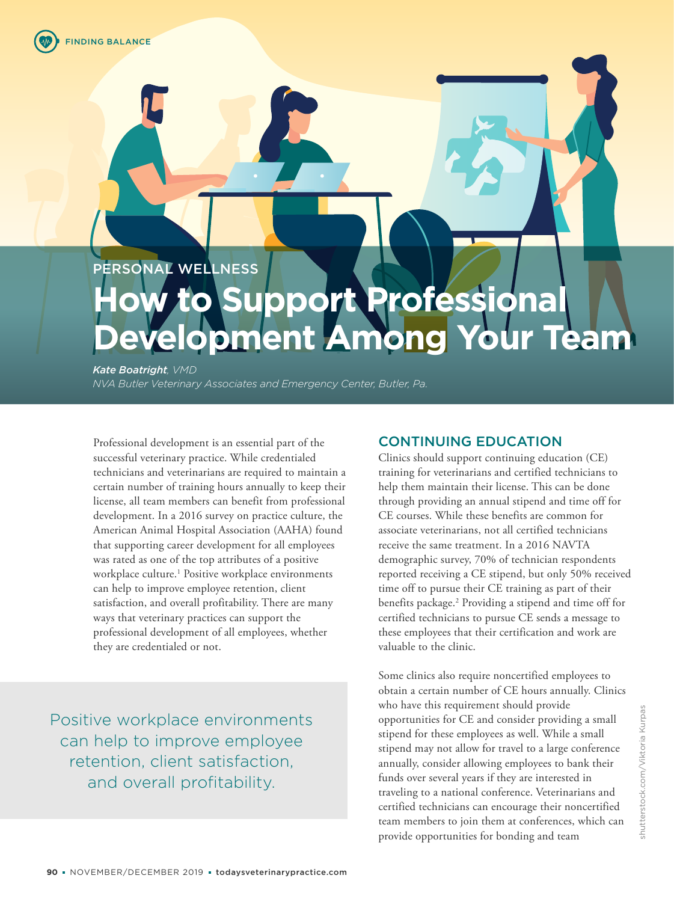FINDING BALANCE

PERSONAL WELLNESS

# How to Support Professional Development Among Your Team

***Kate Boatright**, VMD*
*NVA Butler Veterinary Associates and Emergency Center, Butler, Pa.*

Professional development is an essential part of the successful veterinary practice. While credentialed technicians and veterinarians are required to maintain a certain number of training hours annually to keep their license, all team members can benefit from professional development. In a 2016 survey on practice culture, the American Animal Hospital Association (AAHA) found that supporting career development for all employees was rated as one of the top attributes of a positive workplace culture.[1] Positive workplace environments can help to improve employee retention, client satisfaction, and overall profitability. There are many ways that veterinary practices can support the professional development of all employees, whether they are credentialed or not.

> Positive workplace environments can help to improve employee retention, client satisfaction, and overall profitability.

## CONTINUING EDUCATION

Clinics should support continuing education (CE) training for veterinarians and certified technicians to help them maintain their license. This can be done through providing an annual stipend and time off for CE courses. While these benefits are common for associate veterinarians, not all certified technicians receive the same treatment. In a 2016 NAVTA demographic survey, 70% of technician respondents reported receiving a CE stipend, but only 50% received time off to pursue their CE training as part of their benefits package.[2] Providing a stipend and time off for certified technicians to pursue CE sends a message to these employees that their certification and work are valuable to the clinic.

Some clinics also require noncertified employees to obtain a certain number of CE hours annually. Clinics who have this requirement should provide opportunities for CE and consider providing a small stipend for these employees as well. While a small stipend may not allow for travel to a large conference annually, consider allowing employees to bank their funds over several years if they are interested in traveling to a national conference. Veterinarians and certified technicians can encourage their noncertified team members to join them at conferences, which can provide opportunities for bonding and team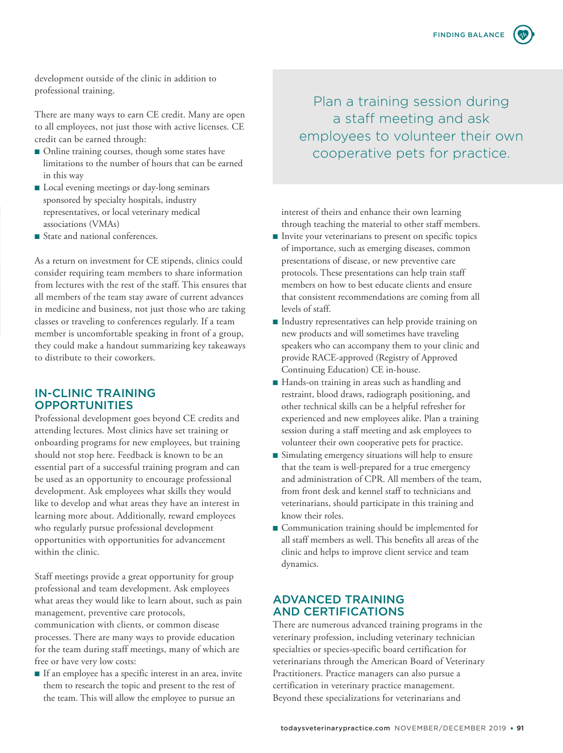development outside of the clinic in addition to professional training.

There are many ways to earn CE credit. Many are open to all employees, not just those with active licenses. CE credit can be earned through:

- Online training courses, though some states have limitations to the number of hours that can be earned in this way
- Local evening meetings or day-long seminars sponsored by specialty hospitals, industry representatives, or local veterinary medical associations (VMAs)
- State and national conferences.

As a return on investment for CE stipends, clinics could consider requiring team members to share information from lectures with the rest of the staff. This ensures that all members of the team stay aware of current advances in medicine and business, not just those who are taking classes or traveling to conferences regularly. If a team member is uncomfortable speaking in front of a group, they could make a handout summarizing key takeaways to distribute to their coworkers.

## IN-CLINIC TRAINING OPPORTUNITIES

Professional development goes beyond CE credits and attending lectures. Most clinics have set training or onboarding programs for new employees, but training should not stop here. Feedback is known to be an essential part of a successful training program and can be used as an opportunity to encourage professional development. Ask employees what skills they would like to develop and what areas they have an interest in learning more about. Additionally, reward employees who regularly pursue professional development opportunities with opportunities for advancement within the clinic.

Staff meetings provide a great opportunity for group professional and team development. Ask employees what areas they would like to learn about, such as pain management, preventive care protocols, communication with clients, or common disease processes. There are many ways to provide education for the team during staff meetings, many of which are free or have very low costs:

- If an employee has a specific interest in an area, invite them to research the topic and present to the rest of the team. This will allow the employee to pursue an interest of theirs and enhance their own learning through teaching the material to other staff members.
- Invite your veterinarians to present on specific topics of importance, such as emerging diseases, common presentations of disease, or new preventive care protocols. These presentations can help train staff members on how to best educate clients and ensure that consistent recommendations are coming from all levels of staff.
- Industry representatives can help provide training on new products and will sometimes have traveling speakers who can accompany them to your clinic and provide RACE-approved (Registry of Approved Continuing Education) CE in-house.
- Hands-on training in areas such as handling and restraint, blood draws, radiograph positioning, and other technical skills can be a helpful refresher for experienced and new employees alike. Plan a training session during a staff meeting and ask employees to volunteer their own cooperative pets for practice.
- Simulating emergency situations will help to ensure that the team is well-prepared for a true emergency and administration of CPR. All members of the team, from front desk and kennel staff to technicians and veterinarians, should participate in this training and know their roles.
- Communication training should be implemented for all staff members as well. This benefits all areas of the clinic and helps to improve client service and team dynamics.

> Plan a training session during a staff meeting and ask employees to volunteer their own cooperative pets for practice.

## ADVANCED TRAINING AND CERTIFICATIONS

There are numerous advanced training programs in the veterinary profession, including veterinary technician specialties or species-specific board certification for veterinarians through the American Board of Veterinary Practitioners. Practice managers can also pursue a certification in veterinary practice management. Beyond these specializations for veterinarians and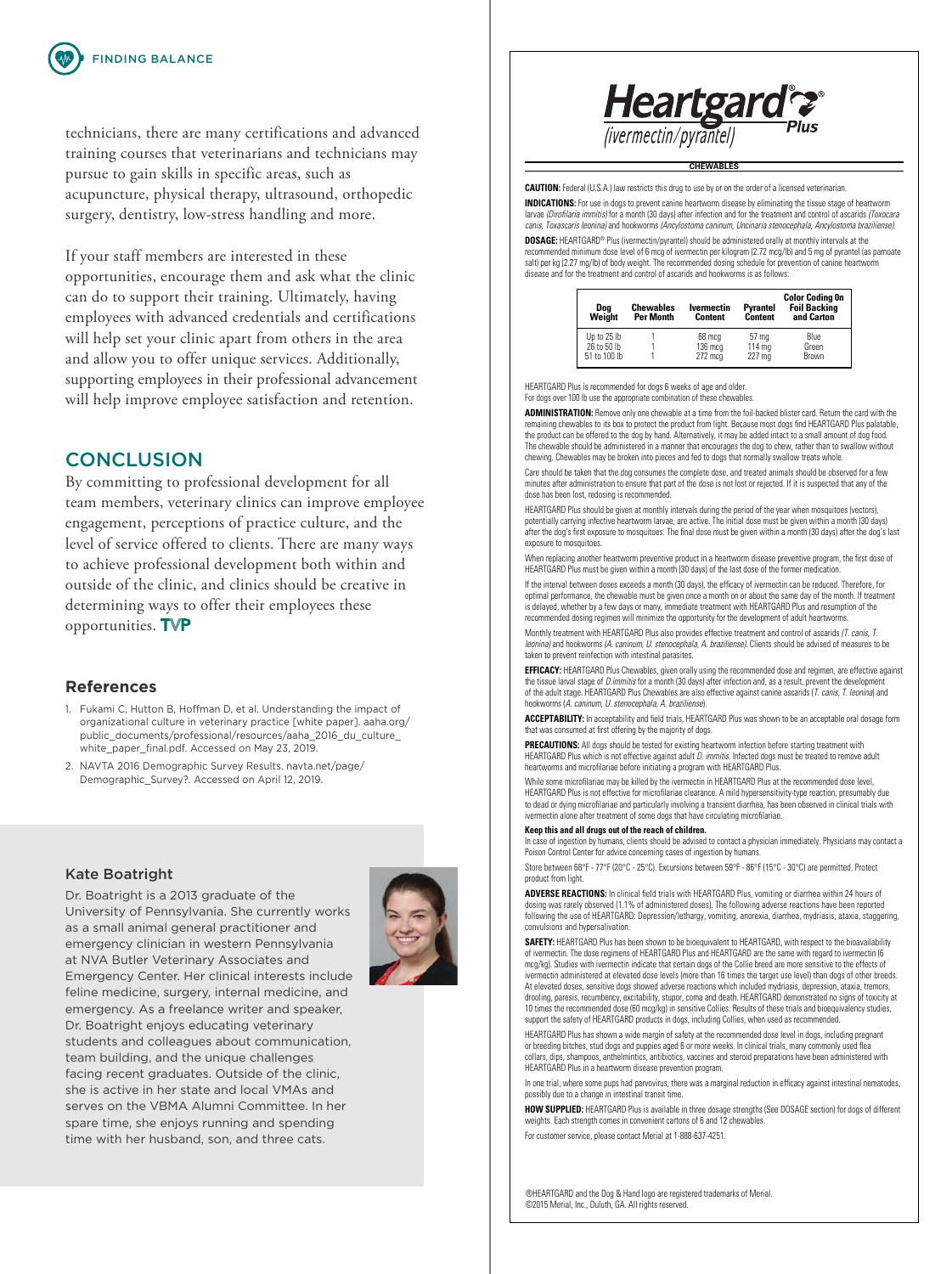technicians, there are many certifications and advanced training courses that veterinarians and technicians may pursue to gain skills in specific areas, such as acupuncture, physical therapy, ultrasound, orthopedic surgery, dentistry, low-stress handling and more.

If your staff members are interested in these opportunities, encourage them and ask what the clinic can do to support their training. Ultimately, having employees with advanced credentials and certifications will help set your clinic apart from others in the area and allow you to offer unique services. Additionally, supporting employees in their professional advancement will help improve employee satisfaction and retention.

## CONCLUSION

By committing to professional development for all team members, veterinary clinics can improve employee engagement, perceptions of practice culture, and the level of service offered to clients. There are many ways to achieve professional development both within and outside of the clinic, and clinics should be creative in determining ways to offer their employees these opportunities. **TVP**

### References

1. Fukami C, Hutton B, Hoffman D, et al. Understanding the impact of organizational culture in veterinary practice [white paper]. aaha.org/public_documents/professional/resources/aaha_2016_du_culture_white_paper_final.pdf. Accessed on May 23, 2019.
2. NAVTA 2016 Demographic Survey Results. navta.net/page/Demographic_Survey?. Accessed on April 12, 2019.

#### Kate Boatright

Dr. Boatright is a 2013 graduate of the University of Pennsylvania. She currently works as a small animal general practitioner and emergency clinician in western Pennsylvania at NVA Butler Veterinary Associates and Emergency Center. Her clinical interests include feline medicine, surgery, internal medicine, and emergency. As a freelance writer and speaker, Dr. Boatright enjoys educating veterinary students and colleagues about communication, team building, and the unique challenges facing recent graduates. Outside of the clinic, she is active in her state and local VMAs and serves on the VBMA Alumni Committee. In her spare time, she enjoys running and spending time with her husband, son, and three cats.

---

# Heartgard® Plus
*(ivermectin/pyrantel)*

**CHEWABLES**

**CAUTION:** Federal (U.S.A.) law restricts this drug to use by or on the order of a licensed veterinarian.

**INDICATIONS:** For use in dogs to prevent canine heartworm disease by eliminating the tissue stage of heartworm larvae (*Dirofilaria immitis*) for a month (30 days) after infection and for the treatment and control of ascarids (*Toxocara canis, Toxascaris leonina*) and hookworms (*Ancylostoma caninum, Uncinaria stenocephala, Ancylostoma braziliense*).

**DOSAGE:** HEARTGARD® Plus (ivermectin/pyrantel) should be administered orally at monthly intervals at the recommended minimum dose level of 6 mcg of ivermectin per kilogram (2.72 mcg/lb) and 5 mg of pyrantel (as pamoate salt) per kg (2.27 mg/lb) of body weight. The recommended dosing schedule for prevention of canine heartworm disease and for the treatment and control of ascarids and hookworms is as follows:

| Dog Weight | Chewables Per Month | Ivermectin Content | Pyrantel Content | Color Coding On Foil Backing and Carton |
|---|---|---|---|---|
| Up to 25 lb | 1 | 68 mcg | 57 mg | Blue |
| 26 to 50 lb | 1 | 136 mcg | 114 mg | Green |
| 51 to 100 lb | 1 | 272 mcg | 227 mg | Brown |

HEARTGARD Plus is recommended for dogs 6 weeks of age and older.
For dogs over 100 lb use the appropriate combination of these chewables.

**ADMINISTRATION:** Remove only one chewable at a time from the foil-backed blister card. Return the card with the remaining chewables to its box to protect the product from light. Because most dogs find HEARTGARD Plus palatable, the product can be offered to the dog by hand. Alternatively, it may be added intact to a small amount of dog food. The chewable should be administered in a manner that encourages the dog to chew, rather than to swallow without chewing. Chewables may be broken into pieces and fed to dogs that normally swallow treats whole.

Care should be taken that the dog consumes the complete dose, and treated animals should be observed for a few minutes after administration to ensure that part of the dose is not lost or rejected. If it is suspected that any of the dose has been lost, redosing is recommended.

HEARTGARD Plus should be given at monthly intervals during the period of the year when mosquitoes (vectors), potentially carrying infective heartworm larvae, are active. The initial dose must be given within a month (30 days) after the dog's first exposure to mosquitoes. The final dose must be given within a month (30 days) after the dog's last exposure to mosquitoes.

When replacing another heartworm preventive product in a heartworm disease preventive program, the first dose of HEARTGARD Plus must be given within a month (30 days) of the last dose of the former medication.

If the interval between doses exceeds a month (30 days), the efficacy of ivermectin can be reduced. Therefore, for optimal performance, the chewable must be given once a month on or about the same day of the month. If treatment is delayed, whether by a few days or many, immediate treatment with HEARTGARD Plus and resumption of the recommended dosing regimen will minimize the opportunity for the development of adult heartworms.

Monthly treatment with HEARTGARD Plus also provides effective treatment and control of ascarids (*T. canis, T. leonina*) and hookworms (*A. caninum, U. stenocephala, A. braziliense*). Clients should be advised of measures to be taken to prevent reinfection with intestinal parasites.

**EFFICACY:** HEARTGARD Plus Chewables, given orally using the recommended dose and regimen, are effective against the tissue larval stage of *D. immitis* for a month (30 days) after infection and, as a result, prevent the development of the adult stage. HEARTGARD Plus Chewables are also effective against canine ascarids (*T. canis, T. leonina*) and hookworms (*A. caninum, U. stenocephala, A. braziliense*).

**ACCEPTABILITY:** In acceptability and field trials, HEARTGARD Plus was shown to be an acceptable oral dosage form that was consumed at first offering by the majority of dogs.

**PRECAUTIONS:** All dogs should be tested for existing heartworm infection before starting treatment with HEARTGARD Plus which is not effective against adult *D. immitis*. Infected dogs must be treated to remove adult heartworms and microfilariae before initiating a program with HEARTGARD Plus.

While some microfilariae may be killed by the ivermectin in HEARTGARD Plus at the recommended dose level, HEARTGARD Plus is not effective for microfilariae clearance. A mild hypersensitivity-type reaction, presumably due to dead or dying microfilariae and particularly involving a transient diarrhea, has been observed in clinical trials with ivermectin alone after treatment of some dogs that have circulating microfilariae.

**Keep this and all drugs out of the reach of children.**
In case of ingestion by humans, clients should be advised to contact a physician immediately. Physicians may contact a Poison Control Center for advice concerning cases of ingestion by humans.

Store between 68°F - 77°F (20°C - 25°C). Excursions between 59°F - 86°F (15°C - 30°C) are permitted. Protect product from light.

**ADVERSE REACTIONS:** In clinical field trials with HEARTGARD Plus, vomiting or diarrhea within 24 hours of dosing was rarely observed (1.1% of administered doses). The following adverse reactions have been reported following the use of HEARTGARD: Depression/lethargy, vomiting, anorexia, diarrhea, mydriasis, ataxia, staggering, convulsions and hypersalivation.

**SAFETY:** HEARTGARD Plus has been shown to be bioequivalent to HEARTGARD, with respect to the bioavailability of ivermectin. The dose regimens of HEARTGARD Plus and HEARTGARD are the same with regard to ivermectin (6 mcg/kg). Studies with ivermectin indicate that certain dogs of the Collie breed are more sensitive to the effects of ivermectin administered at elevated dose levels (more than 16 times the target use level) than dogs of other breeds. At elevated doses, sensitive dogs showed adverse reactions which included mydriasis, depression, ataxia, tremors, drooling, paresis, recumbency, excitability, stupor, coma and death. HEARTGARD demonstrated no signs of toxicity at 10 times the recommended dose (60 mcg/kg) in sensitive Collies. Results of these trials and bioequivalency studies, support the safety of HEARTGARD products in dogs, including Collies, when used as recommended.

HEARTGARD Plus has shown a wide margin of safety at the recommended dose level in dogs, including pregnant or breeding bitches, stud dogs and puppies aged 6 or more weeks. In clinical trials, many commonly used flea collars, dips, shampoos, anthelmintics, antibiotics, vaccines and steroid preparations have been administered with HEARTGARD Plus in a heartworm disease prevention program.

In one trial, where some pups had parvovirus, there was a marginal reduction in efficacy against intestinal nematodes, possibly due to a change in intestinal transit time.

**HOW SUPPLIED:** HEARTGARD Plus is available in three dosage strengths (See DOSAGE section) for dogs of different weights. Each strength comes in convenient cartons of 6 and 12 chewables.

For customer service, please contact Merial at 1-888-637-4251.

®HEARTGARD and the Dog & Hand logo are registered trademarks of Merial.
©2015 Merial, Inc., Duluth, GA. All rights reserved.